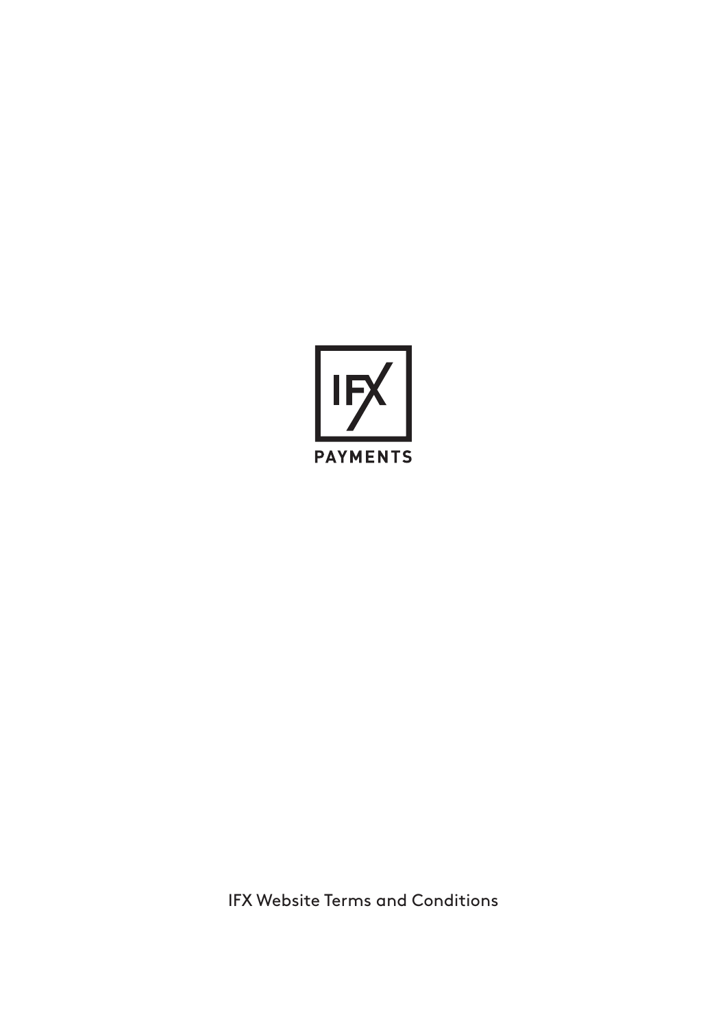IFX

PAYMENTS

IFX Website Terms and Conditions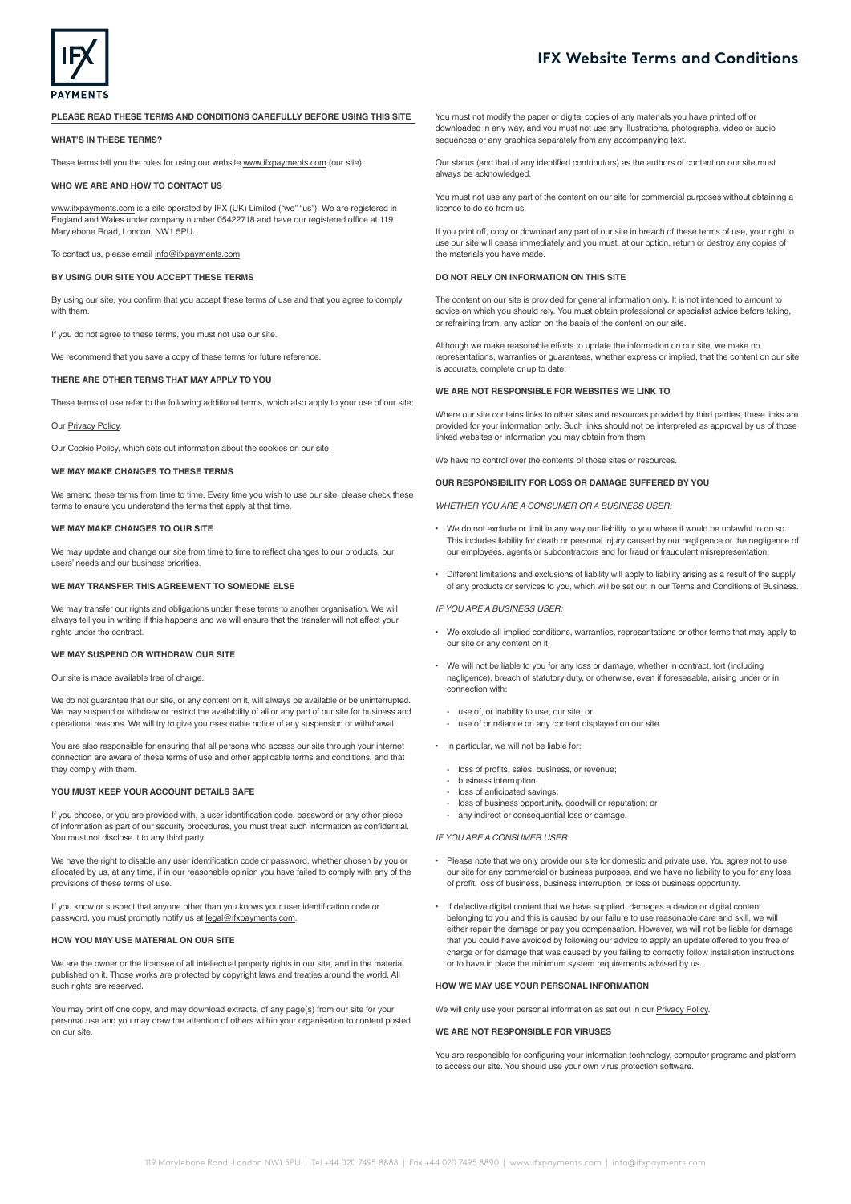# IFX Website Terms and Conditions

**PLEASE READ THESE TERMS AND CONDITIONS CAREFULLY BEFORE USING THIS SITE**

## WHAT'S IN THESE TERMS?

These terms tell you the rules for using our website www.ifxpayments.com (our site).

## WHO WE ARE AND HOW TO CONTACT US

www.ifxpayments.com is a site operated by IFX (UK) Limited ("we" "us"). We are registered in England and Wales under company number 05422718 and have our registered office at 119 Marylebone Road, London, NW1 5PU.

To contact us, please email info@ifxpayments.com

## BY USING OUR SITE YOU ACCEPT THESE TERMS

By using our site, you confirm that you accept these terms of use and that you agree to comply with them.

If you do not agree to these terms, you must not use our site.

We recommend that you save a copy of these terms for future reference.

## THERE ARE OTHER TERMS THAT MAY APPLY TO YOU

These terms of use refer to the following additional terms, which also apply to your use of our site:

Our Privacy Policy.

Our Cookie Policy, which sets out information about the cookies on our site.

## WE MAY MAKE CHANGES TO THESE TERMS

We amend these terms from time to time. Every time you wish to use our site, please check these terms to ensure you understand the terms that apply at that time.

## WE MAY MAKE CHANGES TO OUR SITE

We may update and change our site from time to time to reflect changes to our products, our users' needs and our business priorities.

## WE MAY TRANSFER THIS AGREEMENT TO SOMEONE ELSE

We may transfer our rights and obligations under these terms to another organisation. We will always tell you in writing if this happens and we will ensure that the transfer will not affect your rights under the contract.

## WE MAY SUSPEND OR WITHDRAW OUR SITE

Our site is made available free of charge.

We do not guarantee that our site, or any content on it, will always be available or be uninterrupted. We may suspend or withdraw or restrict the availability of all or any part of our site for business and operational reasons. We will try to give you reasonable notice of any suspension or withdrawal.

You are also responsible for ensuring that all persons who access our site through your internet connection are aware of these terms of use and other applicable terms and conditions, and that they comply with them.

## YOU MUST KEEP YOUR ACCOUNT DETAILS SAFE

If you choose, or you are provided with, a user identification code, password or any other piece of information as part of our security procedures, you must treat such information as confidential. You must not disclose it to any third party.

We have the right to disable any user identification code or password, whether chosen by you or allocated by us, at any time, if in our reasonable opinion you have failed to comply with any of the provisions of these terms of use.

If you know or suspect that anyone other than you knows your user identification code or password, you must promptly notify us at legal@ifxpayments.com.

## HOW YOU MAY USE MATERIAL ON OUR SITE

We are the owner or the licensee of all intellectual property rights in our site, and in the material published on it. Those works are protected by copyright laws and treaties around the world. All such rights are reserved.

You may print off one copy, and may download extracts, of any page(s) from our site for your personal use and you may draw the attention of others within your organisation to content posted on our site.

You must not modify the paper or digital copies of any materials you have printed off or downloaded in any way, and you must not use any illustrations, photographs, video or audio sequences or any graphics separately from any accompanying text.

Our status (and that of any identified contributors) as the authors of content on our site must always be acknowledged.

You must not use any part of the content on our site for commercial purposes without obtaining a licence to do so from us.

If you print off, copy or download any part of our site in breach of these terms of use, your right to use our site will cease immediately and you must, at our option, return or destroy any copies of the materials you have made.

## DO NOT RELY ON INFORMATION ON THIS SITE

The content on our site is provided for general information only. It is not intended to amount to advice on which you should rely. You must obtain professional or specialist advice before taking, or refraining from, any action on the basis of the content on our site.

Although we make reasonable efforts to update the information on our site, we make no representations, warranties or guarantees, whether express or implied, that the content on our site is accurate, complete or up to date.

## WE ARE NOT RESPONSIBLE FOR WEBSITES WE LINK TO

Where our site contains links to other sites and resources provided by third parties, these links are provided for your information only. Such links should not be interpreted as approval by us of those linked websites or information you may obtain from them.

We have no control over the contents of those sites or resources.

## OUR RESPONSIBILITY FOR LOSS OR DAMAGE SUFFERED BY YOU

*WHETHER YOU ARE A CONSUMER OR A BUSINESS USER:*

- We do not exclude or limit in any way our liability to you where it would be unlawful to do so. This includes liability for death or personal injury caused by our negligence or the negligence of our employees, agents or subcontractors and for fraud or fraudulent misrepresentation.
- Different limitations and exclusions of liability will apply to liability arising as a result of the supply of any products or services to you, which will be set out in our Terms and Conditions of Business.

*IF YOU ARE A BUSINESS USER:*

- We exclude all implied conditions, warranties, representations or other terms that may apply to our site or any content on it.
- We will not be liable to you for any loss or damage, whether in contract, tort (including negligence), breach of statutory duty, or otherwise, even if foreseeable, arising under or in connection with:
  - use of, or inability to use, our site; or
  - use of or reliance on any content displayed on our site.
- In particular, we will not be liable for:
  - loss of profits, sales, business, or revenue;
  - business interruption;
  - loss of anticipated savings;
  - loss of business opportunity, goodwill or reputation; or
  - any indirect or consequential loss or damage.

*IF YOU ARE A CONSUMER USER:*

- Please note that we only provide our site for domestic and private use. You agree not to use our site for any commercial or business purposes, and we have no liability to you for any loss of profit, loss of business, business interruption, or loss of business opportunity.
- If defective digital content that we have supplied, damages a device or digital content belonging to you and this is caused by our failure to use reasonable care and skill, we will either repair the damage or pay you compensation. However, we will not be liable for damage that you could have avoided by following our advice to apply an update offered to you free of charge or for damage that was caused by you failing to correctly follow installation instructions or to have in place the minimum system requirements advised by us.

## HOW WE MAY USE YOUR PERSONAL INFORMATION

We will only use your personal information as set out in our Privacy Policy.

## WE ARE NOT RESPONSIBLE FOR VIRUSES

You are responsible for configuring your information technology, computer programs and platform to access our site. You should use your own virus protection software.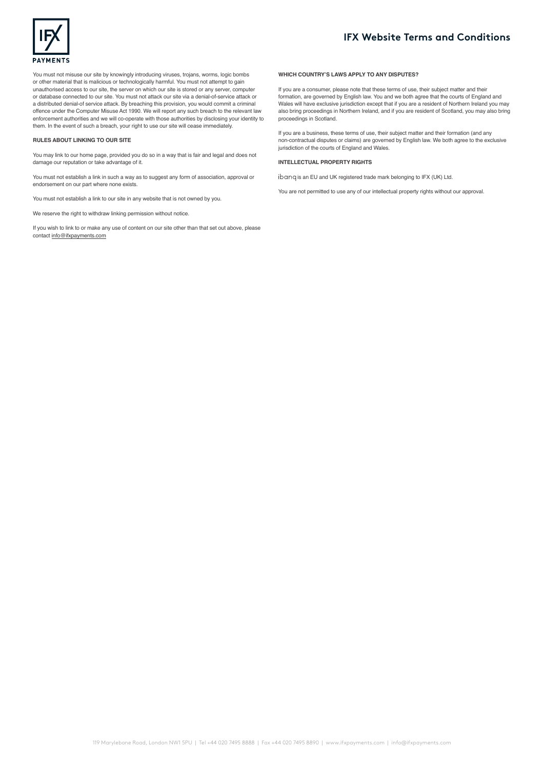You must not misuse our site by knowingly introducing viruses, trojans, worms, logic bombs or other material that is malicious or technologically harmful. You must not attempt to gain unauthorised access to our site, the server on which our site is stored or any server, computer or database connected to our site. You must not attack our site via a denial-of-service attack or a distributed denial-of service attack. By breaching this provision, you would commit a criminal offence under the Computer Misuse Act 1990. We will report any such breach to the relevant law enforcement authorities and we will co-operate with those authorities by disclosing your identity to them. In the event of such a breach, your right to use our site will cease immediately.

**RULES ABOUT LINKING TO OUR SITE**

You may link to our home page, provided you do so in a way that is fair and legal and does not damage our reputation or take advantage of it.

You must not establish a link in such a way as to suggest any form of association, approval or endorsement on our part where none exists.

You must not establish a link to our site in any website that is not owned by you.

We reserve the right to withdraw linking permission without notice.

If you wish to link to or make any use of content on our site other than that set out above, please contact info@ifxpayments.com

**WHICH COUNTRY'S LAWS APPLY TO ANY DISPUTES?**

If you are a consumer, please note that these terms of use, their subject matter and their formation, are governed by English law. You and we both agree that the courts of England and Wales will have exclusive jurisdiction except that if you are a resident of Northern Ireland you may also bring proceedings in Northern Ireland, and if you are resident of Scotland, you may also bring proceedings in Scotland.

If you are a business, these terms of use, their subject matter and their formation (and any non-contractual disputes or claims) are governed by English law. We both agree to the exclusive jurisdiction of the courts of England and Wales.

**INTELLECTUAL PROPERTY RIGHTS**

ibanq is an EU and UK registered trade mark belonging to IFX (UK) Ltd.

You are not permitted to use any of our intellectual property rights without our approval.